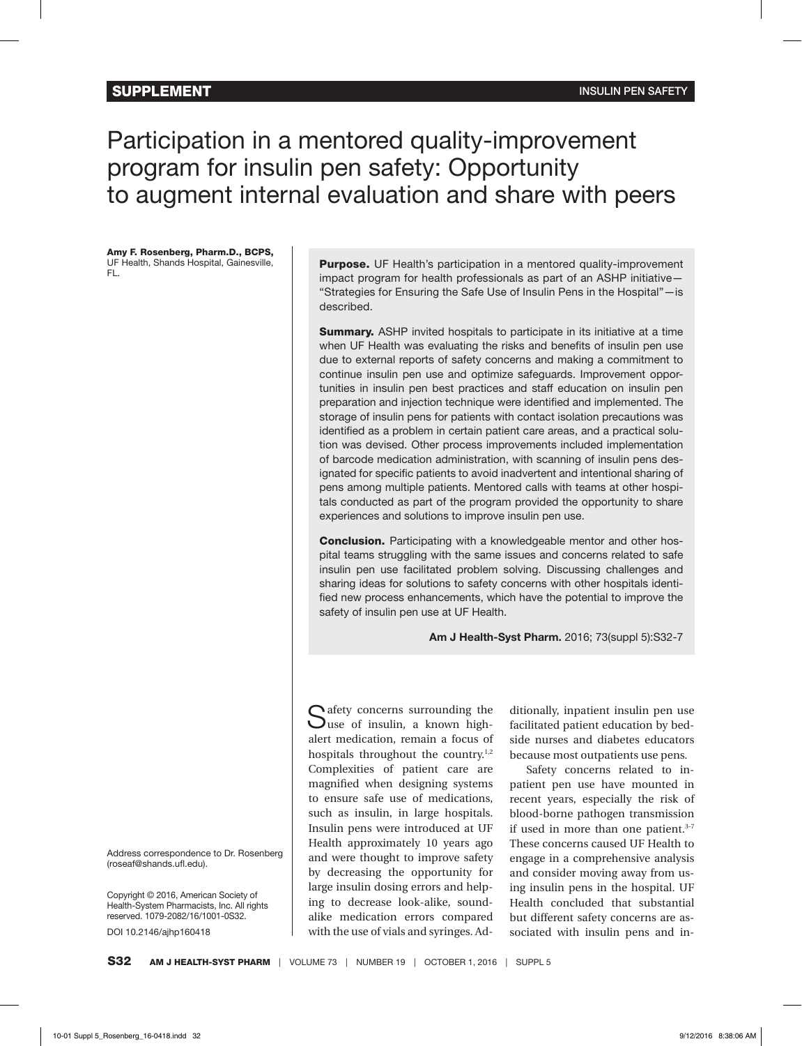# Participation in a mentored quality-improvement program for insulin pen safety: Opportunity to augment internal evaluation and share with peers

**Amy F. Rosenberg, Pharm.D., BCPS,** UF Health, Shands Hospital, Gainesville, FL.

**Purpose.** UF Health's participation in a mentored quality-improvement impact program for health professionals as part of an ASHP initiative—"Strategies for Ensuring the Safe Use of Insulin Pens in the Hospital"—is described.

**Summary.** ASHP invited hospitals to participate in its initiative at a time when UF Health was evaluating the risks and benefits of insulin pen use due to external reports of safety concerns and making a commitment to continue insulin pen use and optimize safeguards. Improvement opportunities in insulin pen best practices and staff education on insulin pen preparation and injection technique were identified and implemented. The storage of insulin pens for patients with contact isolation precautions was identified as a problem in certain patient care areas, and a practical solution was devised. Other process improvements included implementation of barcode medication administration, with scanning of insulin pens designated for specific patients to avoid inadvertent and intentional sharing of pens among multiple patients. Mentored calls with teams at other hospitals conducted as part of the program provided the opportunity to share experiences and solutions to improve insulin pen use.

**Conclusion.** Participating with a knowledgeable mentor and other hospital teams struggling with the same issues and concerns related to safe insulin pen use facilitated problem solving. Discussing challenges and sharing ideas for solutions to safety concerns with other hospitals identified new process enhancements, which have the potential to improve the safety of insulin pen use at UF Health.

**Am J Health-Syst Pharm.** 2016; 73(suppl 5):S32-7

Address correspondence to Dr. Rosenberg (roseaf@shands.ufl.edu).

Copyright © 2016, American Society of Health-System Pharmacists, Inc. All rights reserved. 1079-2082/16/1001-0S32.

DOI 10.2146/ajhp160418

Safety concerns surrounding the use of insulin, a known high-alert medication, remain a focus of hospitals throughout the country.[1,2] Complexities of patient care are magnified when designing systems to ensure safe use of medications, such as insulin, in large hospitals. Insulin pens were introduced at UF Health approximately 10 years ago and were thought to improve safety by decreasing the opportunity for large insulin dosing errors and helping to decrease look-alike, sound-alike medication errors compared with the use of vials and syringes. Additionally, inpatient insulin pen use facilitated patient education by bedside nurses and diabetes educators because most outpatients use pens.

Safety concerns related to inpatient pen use have mounted in recent years, especially the risk of blood-borne pathogen transmission if used in more than one patient.[3-7] These concerns caused UF Health to engage in a comprehensive analysis and consider moving away from using insulin pens in the hospital. UF Health concluded that substantial but different safety concerns are associated with insulin pens and in-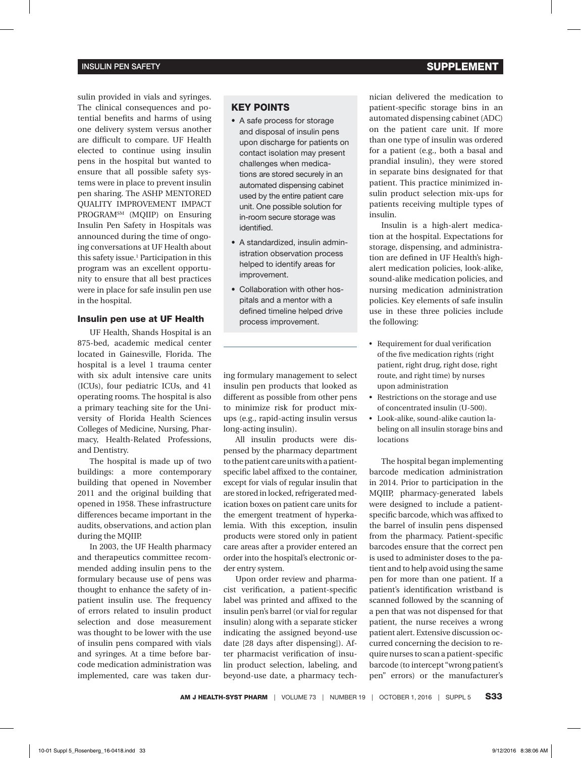sulin provided in vials and syringes. The clinical consequences and potential benefits and harms of using one delivery system versus another are difficult to compare. UF Health elected to continue using insulin pens in the hospital but wanted to ensure that all possible safety systems were in place to prevent insulin pen sharing. The ASHP MENTORED QUALITY IMPROVEMENT IMPACT PROGRAM℠ (MQIIP) on Ensuring Insulin Pen Safety in Hospitals was announced during the time of ongoing conversations at UF Health about this safety issue.[1] Participation in this program was an excellent opportunity to ensure that all best practices were in place for safe insulin pen use in the hospital.

### KEY POINTS

- A safe process for storage and disposal of insulin pens upon discharge for patients on contact isolation may present challenges when medications are stored securely in an automated dispensing cabinet used by the entire patient care unit. One possible solution for in-room secure storage was identified.
- A standardized, insulin administration observation process helped to identify areas for improvement.
- Collaboration with other hospitals and a mentor with a defined timeline helped drive process improvement.

## Insulin pen use at UF Health

UF Health, Shands Hospital is an 875-bed, academic medical center located in Gainesville, Florida. The hospital is a level 1 trauma center with six adult intensive care units (ICUs), four pediatric ICUs, and 41 operating rooms. The hospital is also a primary teaching site for the University of Florida Health Sciences Colleges of Medicine, Nursing, Pharmacy, Health-Related Professions, and Dentistry.

The hospital is made up of two buildings: a more contemporary building that opened in November 2011 and the original building that opened in 1958. These infrastructure differences became important in the audits, observations, and action plan during the MQIIP.

In 2003, the UF Health pharmacy and therapeutics committee recommended adding insulin pens to the formulary because use of pens was thought to enhance the safety of inpatient insulin use. The frequency of errors related to insulin product selection and dose measurement was thought to be lower with the use of insulin pens compared with vials and syringes. At a time before barcode medication administration was implemented, care was taken during formulary management to select insulin pen products that looked as different as possible from other pens to minimize risk for product mixups (e.g., rapid-acting insulin versus long-acting insulin).

All insulin products were dispensed by the pharmacy department to the patient care units with a patient-specific label affixed to the container, except for vials of regular insulin that are stored in locked, refrigerated medication boxes on patient care units for the emergent treatment of hyperkalemia. With this exception, insulin products were stored only in patient care areas after a provider entered an order into the hospital's electronic order entry system.

Upon order review and pharmacist verification, a patient-specific label was printed and affixed to the insulin pen's barrel (or vial for regular insulin) along with a separate sticker indicating the assigned beyond-use date [28 days after dispensing]). After pharmacist verification of insulin product selection, labeling, and beyond-use date, a pharmacy technician delivered the medication to patient-specific storage bins in an automated dispensing cabinet (ADC) on the patient care unit. If more than one type of insulin was ordered for a patient (e.g., both a basal and prandial insulin), they were stored in separate bins designated for that patient. This practice minimized insulin product selection mix-ups for patients receiving multiple types of insulin.

Insulin is a high-alert medication at the hospital. Expectations for storage, dispensing, and administration are defined in UF Health's high-alert medication policies, look-alike, sound-alike medication policies, and nursing medication administration policies. Key elements of safe insulin use in these three policies include the following:

- Requirement for dual verification of the five medication rights (right patient, right drug, right dose, right route, and right time) by nurses upon administration
- Restrictions on the storage and use of concentrated insulin (U-500).
- Look-alike, sound-alike caution labeling on all insulin storage bins and locations

The hospital began implementing barcode medication administration in 2014. Prior to participation in the MQIIP, pharmacy-generated labels were designed to include a patient-specific barcode, which was affixed to the barrel of insulin pens dispensed from the pharmacy. Patient-specific barcodes ensure that the correct pen is used to administer doses to the patient and to help avoid using the same pen for more than one patient. If a patient's identification wristband is scanned followed by the scanning of a pen that was not dispensed for that patient, the nurse receives a wrong patient alert. Extensive discussion occurred concerning the decision to require nurses to scan a patient-specific barcode (to intercept "wrong patient's pen" errors) or the manufacturer's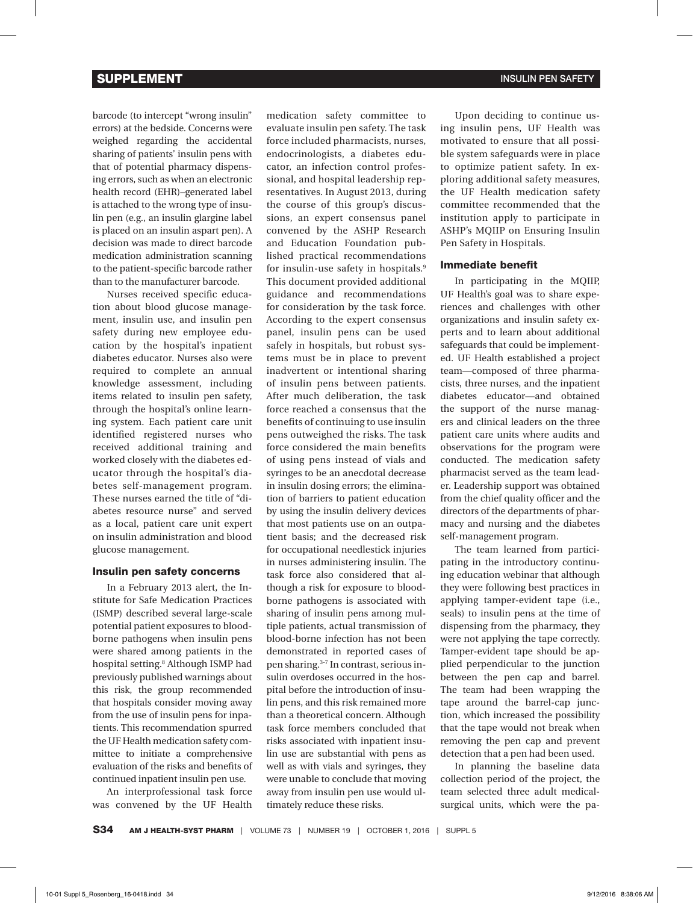barcode (to intercept "wrong insulin" errors) at the bedside. Concerns were weighed regarding the accidental sharing of patients' insulin pens with that of potential pharmacy dispensing errors, such as when an electronic health record (EHR)–generated label is attached to the wrong type of insulin pen (e.g., an insulin glargine label is placed on an insulin aspart pen). A decision was made to direct barcode medication administration scanning to the patient-specific barcode rather than to the manufacturer barcode.

Nurses received specific education about blood glucose management, insulin use, and insulin pen safety during new employee education by the hospital's inpatient diabetes educator. Nurses also were required to complete an annual knowledge assessment, including items related to insulin pen safety, through the hospital's online learning system. Each patient care unit identified registered nurses who received additional training and worked closely with the diabetes educator through the hospital's diabetes self-management program. These nurses earned the title of "diabetes resource nurse" and served as a local, patient care unit expert on insulin administration and blood glucose management.

### Insulin pen safety concerns

In a February 2013 alert, the Institute for Safe Medication Practices (ISMP) described several large-scale potential patient exposures to blood-borne pathogens when insulin pens were shared among patients in the hospital setting.[8] Although ISMP had previously published warnings about this risk, the group recommended that hospitals consider moving away from the use of insulin pens for inpatients. This recommendation spurred the UF Health medication safety committee to initiate a comprehensive evaluation of the risks and benefits of continued inpatient insulin pen use.

An interprofessional task force was convened by the UF Health medication safety committee to evaluate insulin pen safety. The task force included pharmacists, nurses, endocrinologists, a diabetes educator, an infection control professional, and hospital leadership representatives. In August 2013, during the course of this group's discussions, an expert consensus panel convened by the ASHP Research and Education Foundation published practical recommendations for insulin-use safety in hospitals.[9] This document provided additional guidance and recommendations for consideration by the task force. According to the expert consensus panel, insulin pens can be used safely in hospitals, but robust systems must be in place to prevent inadvertent or intentional sharing of insulin pens between patients. After much deliberation, the task force reached a consensus that the benefits of continuing to use insulin pens outweighed the risks. The task force considered the main benefits of using pens instead of vials and syringes to be an anecdotal decrease in insulin dosing errors; the elimination of barriers to patient education by using the insulin delivery devices that most patients use on an outpatient basis; and the decreased risk for occupational needlestick injuries in nurses administering insulin. The task force also considered that although a risk for exposure to blood-borne pathogens is associated with sharing of insulin pens among multiple patients, actual transmission of blood-borne infection has not been demonstrated in reported cases of pen sharing.[3-7] In contrast, serious insulin overdoses occurred in the hospital before the introduction of insulin pens, and this risk remained more than a theoretical concern. Although task force members concluded that risks associated with inpatient insulin use are substantial with pens as well as with vials and syringes, they were unable to conclude that moving away from insulin pen use would ultimately reduce these risks.

Upon deciding to continue using insulin pens, UF Health was motivated to ensure that all possible system safeguards were in place to optimize patient safety. In exploring additional safety measures, the UF Health medication safety committee recommended that the institution apply to participate in ASHP's MQIIP on Ensuring Insulin Pen Safety in Hospitals.

### Immediate benefit

In participating in the MQIIP, UF Health's goal was to share experiences and challenges with other organizations and insulin safety experts and to learn about additional safeguards that could be implemented. UF Health established a project team—composed of three pharmacists, three nurses, and the inpatient diabetes educator—and obtained the support of the nurse managers and clinical leaders on the three patient care units where audits and observations for the program were conducted. The medication safety pharmacist served as the team leader. Leadership support was obtained from the chief quality officer and the directors of the departments of pharmacy and nursing and the diabetes self-management program.

The team learned from participating in the introductory continuing education webinar that although they were following best practices in applying tamper-evident tape (i.e., seals) to insulin pens at the time of dispensing from the pharmacy, they were not applying the tape correctly. Tamper-evident tape should be applied perpendicular to the junction between the pen cap and barrel. The team had been wrapping the tape around the barrel-cap junction, which increased the possibility that the tape would not break when removing the pen cap and prevent detection that a pen had been used.

In planning the baseline data collection period of the project, the team selected three adult medical-surgical units, which were the pa-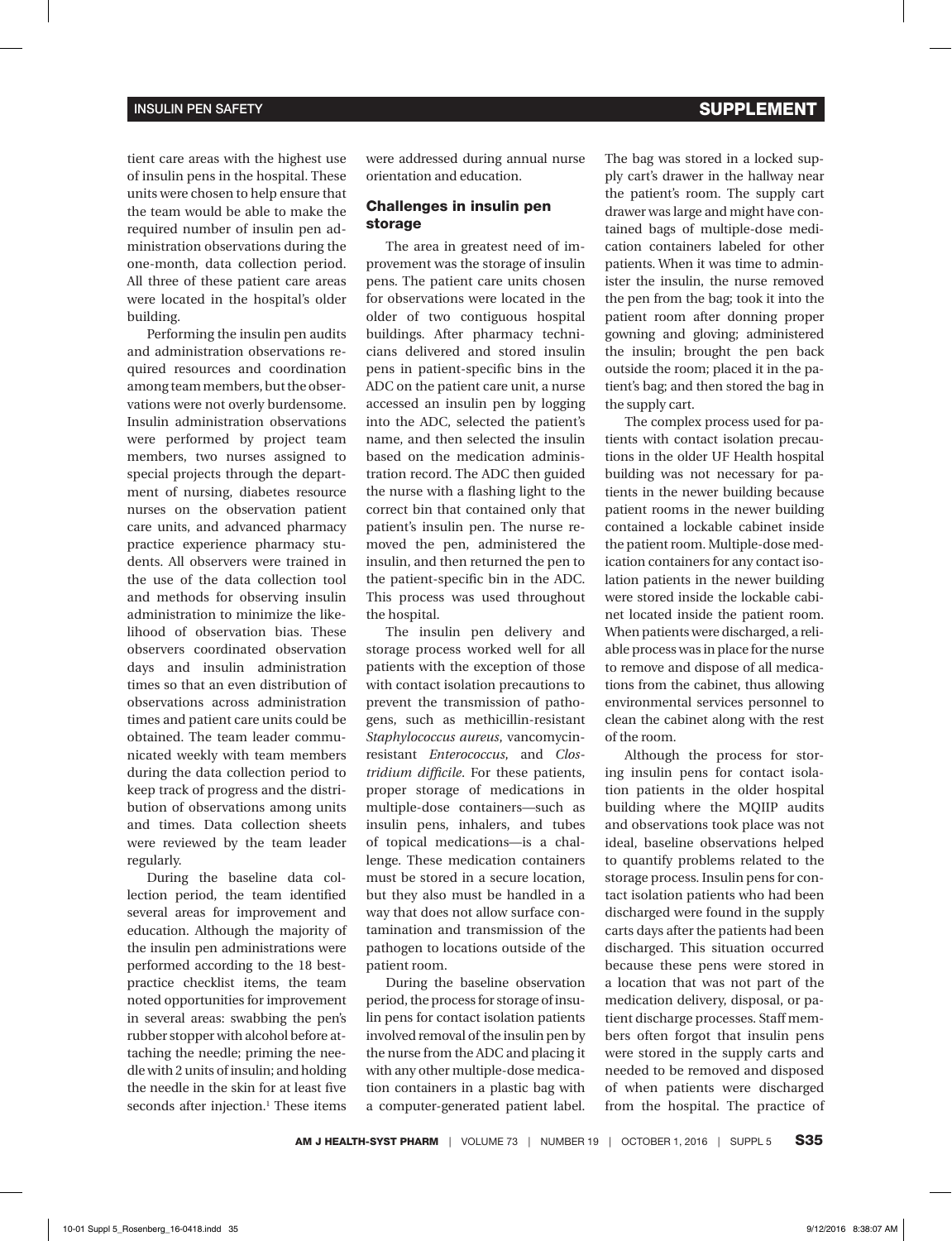tient care areas with the highest use of insulin pens in the hospital. These units were chosen to help ensure that the team would be able to make the required number of insulin pen administration observations during the one-month, data collection period. All three of these patient care areas were located in the hospital's older building.

Performing the insulin pen audits and administration observations required resources and coordination among team members, but the observations were not overly burdensome. Insulin administration observations were performed by project team members, two nurses assigned to special projects through the department of nursing, diabetes resource nurses on the observation patient care units, and advanced pharmacy practice experience pharmacy students. All observers were trained in the use of the data collection tool and methods for observing insulin administration to minimize the likelihood of observation bias. These observers coordinated observation days and insulin administration times so that an even distribution of observations across administration times and patient care units could be obtained. The team leader communicated weekly with team members during the data collection period to keep track of progress and the distribution of observations among units and times. Data collection sheets were reviewed by the team leader regularly.

During the baseline data collection period, the team identified several areas for improvement and education. Although the majority of the insulin pen administrations were performed according to the 18 best-practice checklist items, the team noted opportunities for improvement in several areas: swabbing the pen's rubber stopper with alcohol before attaching the needle; priming the needle with 2 units of insulin; and holding the needle in the skin for at least five seconds after injection.[1] These items were addressed during annual nurse orientation and education.

### Challenges in insulin pen storage

The area in greatest need of improvement was the storage of insulin pens. The patient care units chosen for observations were located in the older of two contiguous hospital buildings. After pharmacy technicians delivered and stored insulin pens in patient-specific bins in the ADC on the patient care unit, a nurse accessed an insulin pen by logging into the ADC, selected the patient's name, and then selected the insulin based on the medication administration record. The ADC then guided the nurse with a flashing light to the correct bin that contained only that patient's insulin pen. The nurse removed the pen, administered the insulin, and then returned the pen to the patient-specific bin in the ADC. This process was used throughout the hospital.

The insulin pen delivery and storage process worked well for all patients with the exception of those with contact isolation precautions to prevent the transmission of pathogens, such as methicillin-resistant *Staphylococcus aureus*, vancomycin-resistant *Enterococcus*, and *Clostridium difficile*. For these patients, proper storage of medications in multiple-dose containers—such as insulin pens, inhalers, and tubes of topical medications—is a challenge. These medication containers must be stored in a secure location, but they also must be handled in a way that does not allow surface contamination and transmission of the pathogen to locations outside of the patient room.

During the baseline observation period, the process for storage of insulin pens for contact isolation patients involved removal of the insulin pen by the nurse from the ADC and placing it with any other multiple-dose medication containers in a plastic bag with a computer-generated patient label. The bag was stored in a locked supply cart's drawer in the hallway near the patient's room. The supply cart drawer was large and might have contained bags of multiple-dose medication containers labeled for other patients. When it was time to administer the insulin, the nurse removed the pen from the bag; took it into the patient room after donning proper gowning and gloving; administered the insulin; brought the pen back outside the room; placed it in the patient's bag; and then stored the bag in the supply cart.

The complex process used for patients with contact isolation precautions in the older UF Health hospital building was not necessary for patients in the newer building because patient rooms in the newer building contained a lockable cabinet inside the patient room. Multiple-dose medication containers for any contact isolation patients in the newer building were stored inside the lockable cabinet located inside the patient room. When patients were discharged, a reliable process was in place for the nurse to remove and dispose of all medications from the cabinet, thus allowing environmental services personnel to clean the cabinet along with the rest of the room.

Although the process for storing insulin pens for contact isolation patients in the older hospital building where the MQIIP audits and observations took place was not ideal, baseline observations helped to quantify problems related to the storage process. Insulin pens for contact isolation patients who had been discharged were found in the supply carts days after the patients had been discharged. This situation occurred because these pens were stored in a location that was not part of the medication delivery, disposal, or patient discharge processes. Staff members often forgot that insulin pens were stored in the supply carts and needed to be removed and disposed of when patients were discharged from the hospital. The practice of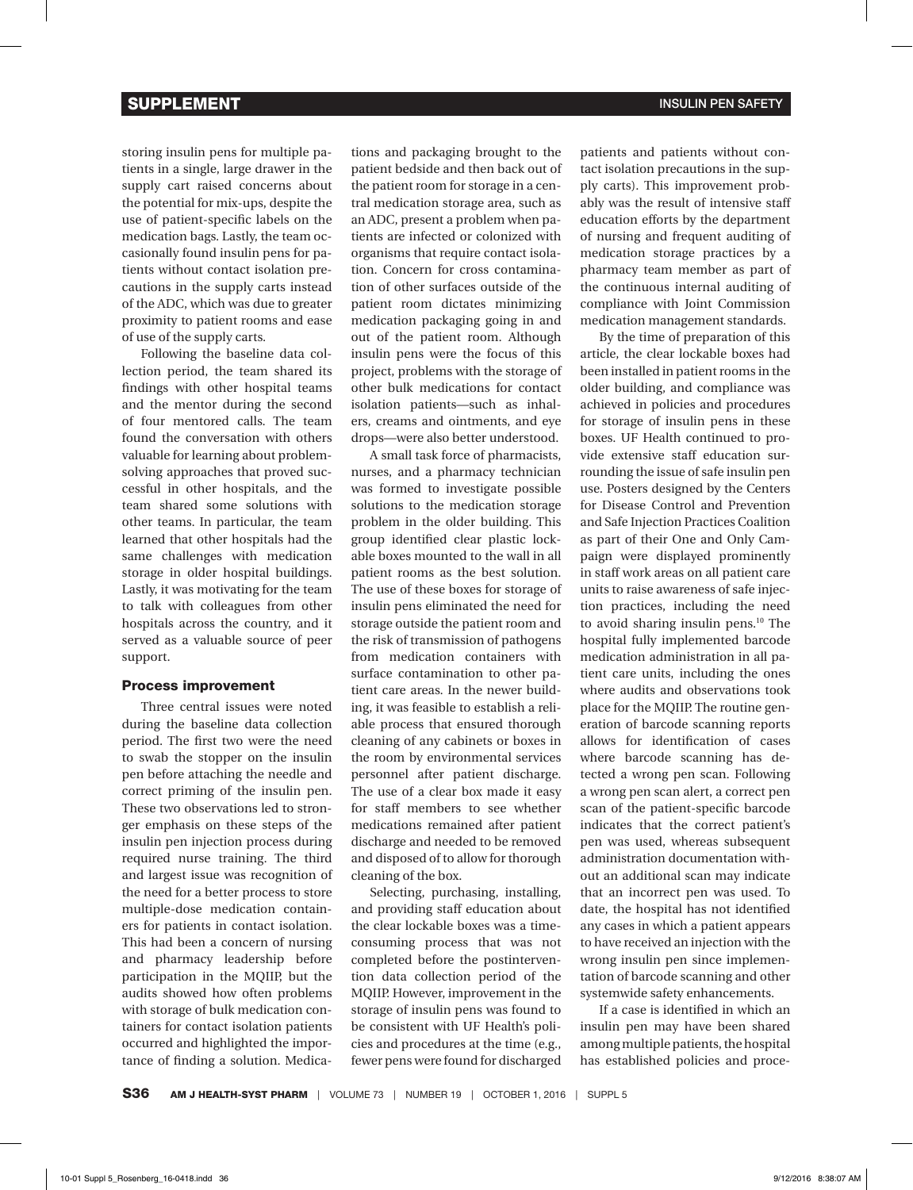storing insulin pens for multiple patients in a single, large drawer in the supply cart raised concerns about the potential for mix-ups, despite the use of patient-specific labels on the medication bags. Lastly, the team occasionally found insulin pens for patients without contact isolation precautions in the supply carts instead of the ADC, which was due to greater proximity to patient rooms and ease of use of the supply carts.

Following the baseline data collection period, the team shared its findings with other hospital teams and the mentor during the second of four mentored calls. The team found the conversation with others valuable for learning about problem-solving approaches that proved successful in other hospitals, and the team shared some solutions with other teams. In particular, the team learned that other hospitals had the same challenges with medication storage in older hospital buildings. Lastly, it was motivating for the team to talk with colleagues from other hospitals across the country, and it served as a valuable source of peer support.

### Process improvement

Three central issues were noted during the baseline data collection period. The first two were the need to swab the stopper on the insulin pen before attaching the needle and correct priming of the insulin pen. These two observations led to stronger emphasis on these steps of the insulin pen injection process during required nurse training. The third and largest issue was recognition of the need for a better process to store multiple-dose medication containers for patients in contact isolation. This had been a concern of nursing and pharmacy leadership before participation in the MQIIP, but the audits showed how often problems with storage of bulk medication containers for contact isolation patients occurred and highlighted the importance of finding a solution. Medications and packaging brought to the patient bedside and then back out of the patient room for storage in a central medication storage area, such as an ADC, present a problem when patients are infected or colonized with organisms that require contact isolation. Concern for cross contamination of other surfaces outside of the patient room dictates minimizing medication packaging going in and out of the patient room. Although insulin pens were the focus of this project, problems with the storage of other bulk medications for contact isolation patients—such as inhalers, creams and ointments, and eye drops—were also better understood.

A small task force of pharmacists, nurses, and a pharmacy technician was formed to investigate possible solutions to the medication storage problem in the older building. This group identified clear plastic lockable boxes mounted to the wall in all patient rooms as the best solution. The use of these boxes for storage of insulin pens eliminated the need for storage outside the patient room and the risk of transmission of pathogens from medication containers with surface contamination to other patient care areas. In the newer building, it was feasible to establish a reliable process that ensured thorough cleaning of any cabinets or boxes in the room by environmental services personnel after patient discharge. The use of a clear box made it easy for staff members to see whether medications remained after patient discharge and needed to be removed and disposed of to allow for thorough cleaning of the box.

Selecting, purchasing, installing, and providing staff education about the clear lockable boxes was a time-consuming process that was not completed before the postintervention data collection period of the MQIIP. However, improvement in the storage of insulin pens was found to be consistent with UF Health's policies and procedures at the time (e.g., fewer pens were found for discharged patients and patients without contact isolation precautions in the supply carts). This improvement probably was the result of intensive staff education efforts by the department of nursing and frequent auditing of medication storage practices by a pharmacy team member as part of the continuous internal auditing of compliance with Joint Commission medication management standards.

By the time of preparation of this article, the clear lockable boxes had been installed in patient rooms in the older building, and compliance was achieved in policies and procedures for storage of insulin pens in these boxes. UF Health continued to provide extensive staff education surrounding the issue of safe insulin pen use. Posters designed by the Centers for Disease Control and Prevention and Safe Injection Practices Coalition as part of their One and Only Campaign were displayed prominently in staff work areas on all patient care units to raise awareness of safe injection practices, including the need to avoid sharing insulin pens.[10] The hospital fully implemented barcode medication administration in all patient care units, including the ones where audits and observations took place for the MQIIP. The routine generation of barcode scanning reports allows for identification of cases where barcode scanning has detected a wrong pen scan. Following a wrong pen scan alert, a correct pen scan of the patient-specific barcode indicates that the correct patient's pen was used, whereas subsequent administration documentation without an additional scan may indicate that an incorrect pen was used. To date, the hospital has not identified any cases in which a patient appears to have received an injection with the wrong insulin pen since implementation of barcode scanning and other systemwide safety enhancements.

If a case is identified in which an insulin pen may have been shared among multiple patients, the hospital has established policies and proce-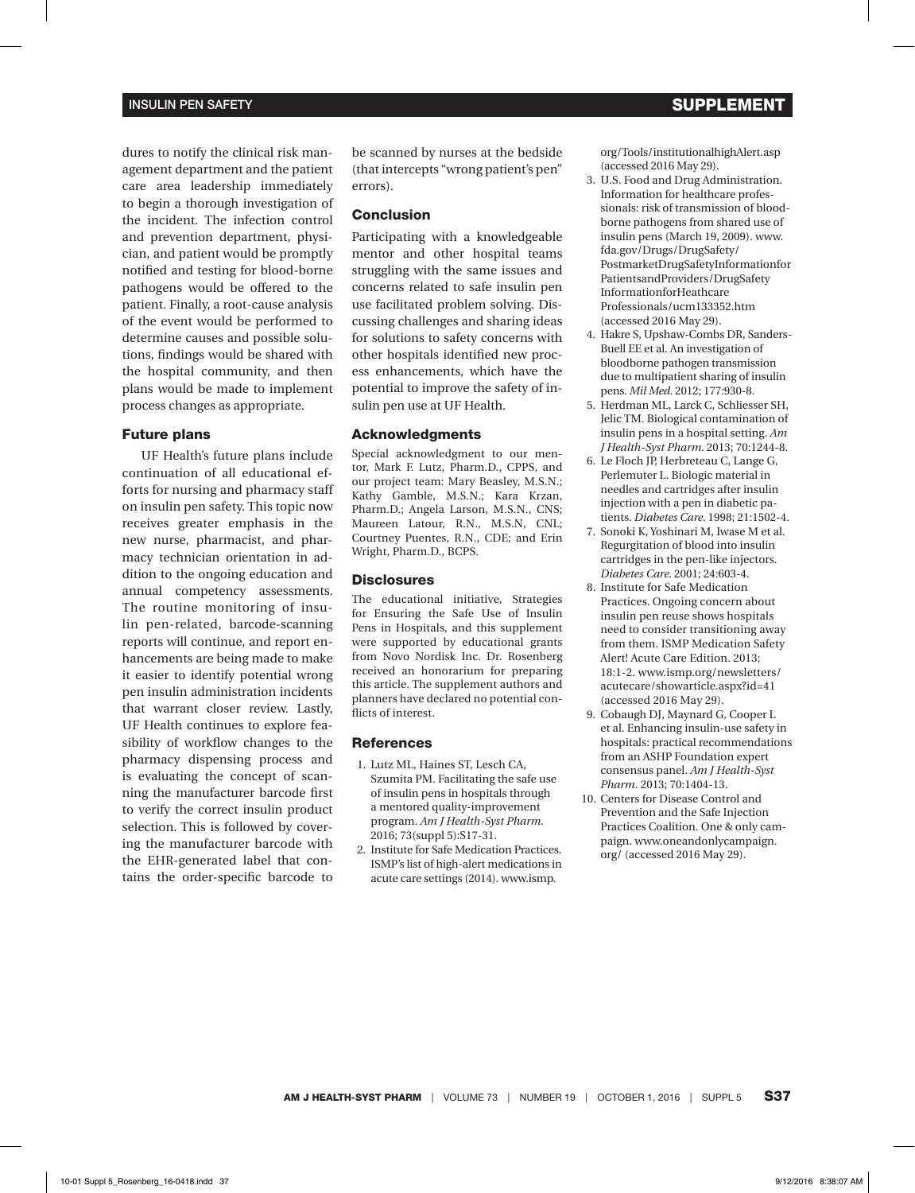dures to notify the clinical risk management department and the patient care area leadership immediately to begin a thorough investigation of the incident. The infection control and prevention department, physician, and patient would be promptly notified and testing for blood-borne pathogens would be offered to the patient. Finally, a root-cause analysis of the event would be performed to determine causes and possible solutions, findings would be shared with the hospital community, and then plans would be made to implement process changes as appropriate.

## Future plans

UF Health's future plans include continuation of all educational efforts for nursing and pharmacy staff on insulin pen safety. This topic now receives greater emphasis in the new nurse, pharmacist, and pharmacy technician orientation in addition to the ongoing education and annual competency assessments. The routine monitoring of insulin pen-related, barcode-scanning reports will continue, and report enhancements are being made to make it easier to identify potential wrong pen insulin administration incidents that warrant closer review. Lastly, UF Health continues to explore feasibility of workflow changes to the pharmacy dispensing process and is evaluating the concept of scanning the manufacturer barcode first to verify the correct insulin product selection. This is followed by covering the manufacturer barcode with the EHR-generated label that contains the order-specific barcode to be scanned by nurses at the bedside (that intercepts "wrong patient's pen" errors).

## Conclusion

Participating with a knowledgeable mentor and other hospital teams struggling with the same issues and concerns related to safe insulin pen use facilitated problem solving. Discussing challenges and sharing ideas for solutions to safety concerns with other hospitals identified new process enhancements, which have the potential to improve the safety of insulin pen use at UF Health.

## Acknowledgments

Special acknowledgment to our mentor, Mark F. Lutz, Pharm.D., CPPS, and our project team: Mary Beasley, M.S.N.; Kathy Gamble, M.S.N.; Kara Krzan, Pharm.D.; Angela Larson, M.S.N., CNS; Maureen Latour, R.N., M.S.N, CNL; Courtney Puentes, R.N., CDE; and Erin Wright, Pharm.D., BCPS.

## Disclosures

The educational initiative, Strategies for Ensuring the Safe Use of Insulin Pens in Hospitals, and this supplement were supported by educational grants from Novo Nordisk Inc. Dr. Rosenberg received an honorarium for preparing this article. The supplement authors and planners have declared no potential conflicts of interest.

## References

1. Lutz ML, Haines ST, Lesch CA, Szumita PM. Facilitating the safe use of insulin pens in hospitals through a mentored quality-improvement program. *Am J Health-Syst Pharm.* 2016; 73(suppl 5):S17-31.
2. Institute for Safe Medication Practices. ISMP's list of high-alert medications in acute care settings (2014). www.ismp.org/Tools/institutionalhighAlert.asp (accessed 2016 May 29).
3. U.S. Food and Drug Administration. Information for healthcare professionals: risk of transmission of blood-borne pathogens from shared use of insulin pens (March 19, 2009). www.fda.gov/Drugs/DrugSafety/PostmarketDrugSafetyInformationforPatientsandProviders/DrugSafetyInformationforHeathcareProfessionals/ucm133352.htm (accessed 2016 May 29).
4. Hakre S, Upshaw-Combs DR, Sanders-Buell EE et al. An investigation of bloodborne pathogen transmission due to multipatient sharing of insulin pens. *Mil Med.* 2012; 177:930-8.
5. Herdman ML, Larck C, Schliesser SH, Jelic TM. Biological contamination of insulin pens in a hospital setting. *Am J Health-Syst Pharm.* 2013; 70:1244-8.
6. Le Floch JP, Herbreteau C, Lange G, Perlemuter L. Biologic material in needles and cartridges after insulin injection with a pen in diabetic patients. *Diabetes Care.* 1998; 21:1502-4.
7. Sonoki K, Yoshinari M, Iwase M et al. Regurgitation of blood into insulin cartridges in the pen-like injectors. *Diabetes Care.* 2001; 24:603-4.
8. Institute for Safe Medication Practices. Ongoing concern about insulin pen reuse shows hospitals need to consider transitioning away from them. ISMP Medication Safety Alert! Acute Care Edition. 2013; 18:1-2. www.ismp.org/newsletters/acutecare/showarticle.aspx?id=41 (accessed 2016 May 29).
9. Cobaugh DJ, Maynard G, Cooper L et al. Enhancing insulin-use safety in hospitals: practical recommendations from an ASHP Foundation expert consensus panel. *Am J Health-Syst Pharm.* 2013; 70:1404-13.
10. Centers for Disease Control and Prevention and the Safe Injection Practices Coalition. One & only campaign. www.oneandonlycampaign.org/ (accessed 2016 May 29).